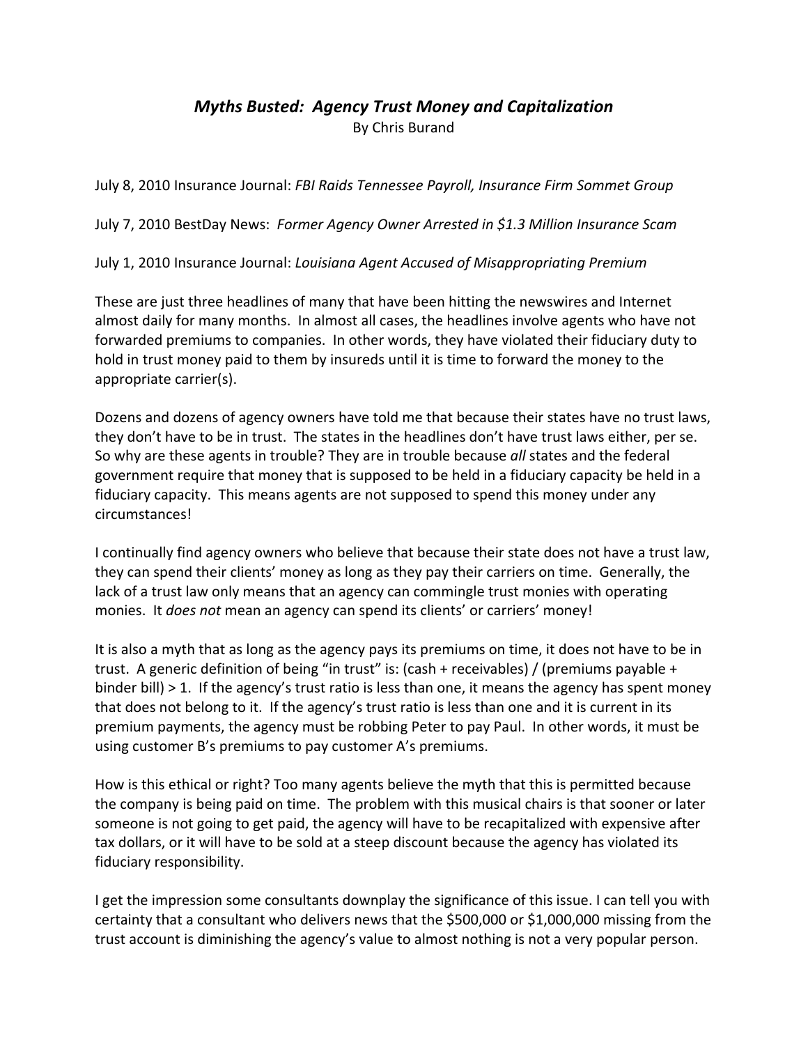# *Myths Busted: Agency Trust Money and Capitalization*

By Chris Burand

July 8, 2010 Insurance Journal: *FBI Raids Tennessee Payroll, Insurance Firm Sommet Group*

July 7, 2010 BestDay News: *Former Agency Owner Arrested in $1.3 Million Insurance Scam*

July 1, 2010 Insurance Journal: *Louisiana Agent Accused of Misappropriating Premium*

These are just three headlines of many that have been hitting the newswires and Internet almost daily for many months. In almost all cases, the headlines involve agents who have not forwarded premiums to companies. In other words, they have violated their fiduciary duty to hold in trust money paid to them by insureds until it is time to forward the money to the appropriate carrier(s).

Dozens and dozens of agency owners have told me that because their states have no trust laws, they don't have to be in trust. The states in the headlines don't have trust laws either, per se. So why are these agents in trouble? They are in trouble because *all* states and the federal government require that money that is supposed to be held in a fiduciary capacity be held in a fiduciary capacity. This means agents are not supposed to spend this money under any circumstances!

I continually find agency owners who believe that because their state does not have a trust law, they can spend their clients' money as long as they pay their carriers on time. Generally, the lack of a trust law only means that an agency can commingle trust monies with operating monies. It *does not* mean an agency can spend its clients' or carriers' money!

It is also a myth that as long as the agency pays its premiums on time, it does not have to be in trust. A generic definition of being "in trust" is: (cash + receivables) / (premiums payable + binder bill) > 1. If the agency's trust ratio is less than one, it means the agency has spent money that does not belong to it. If the agency's trust ratio is less than one and it is current in its premium payments, the agency must be robbing Peter to pay Paul. In other words, it must be using customer B's premiums to pay customer A's premiums.

How is this ethical or right? Too many agents believe the myth that this is permitted because the company is being paid on time. The problem with this musical chairs is that sooner or later someone is not going to get paid, the agency will have to be recapitalized with expensive after tax dollars, or it will have to be sold at a steep discount because the agency has violated its fiduciary responsibility.

I get the impression some consultants downplay the significance of this issue. I can tell you with certainty that a consultant who delivers news that the $500,000 or $1,000,000 missing from the trust account is diminishing the agency's value to almost nothing is not a very popular person.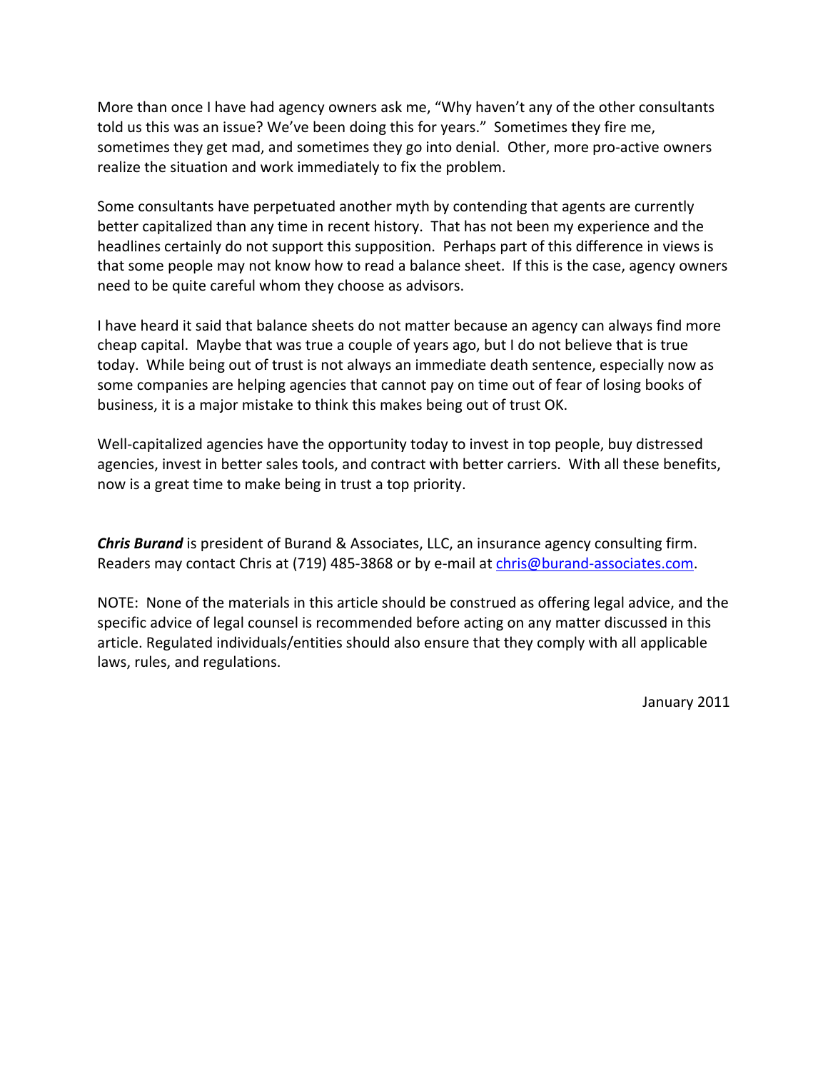More than once I have had agency owners ask me, "Why haven't any of the other consultants told us this was an issue? We've been doing this for years." Sometimes they fire me, sometimes they get mad, and sometimes they go into denial. Other, more pro-active owners realize the situation and work immediately to fix the problem.

Some consultants have perpetuated another myth by contending that agents are currently better capitalized than any time in recent history. That has not been my experience and the headlines certainly do not support this supposition. Perhaps part of this difference in views is that some people may not know how to read a balance sheet. If this is the case, agency owners need to be quite careful whom they choose as advisors.

I have heard it said that balance sheets do not matter because an agency can always find more cheap capital. Maybe that was true a couple of years ago, but I do not believe that is true today. While being out of trust is not always an immediate death sentence, especially now as some companies are helping agencies that cannot pay on time out of fear of losing books of business, it is a major mistake to think this makes being out of trust OK.

Well-capitalized agencies have the opportunity today to invest in top people, buy distressed agencies, invest in better sales tools, and contract with better carriers. With all these benefits, now is a great time to make being in trust a top priority.

***Chris Burand*** is president of Burand & Associates, LLC, an insurance agency consulting firm. Readers may contact Chris at (719) 485-3868 or by e-mail at chris@burand-associates.com.

NOTE: None of the materials in this article should be construed as offering legal advice, and the specific advice of legal counsel is recommended before acting on any matter discussed in this article. Regulated individuals/entities should also ensure that they comply with all applicable laws, rules, and regulations.

January 2011